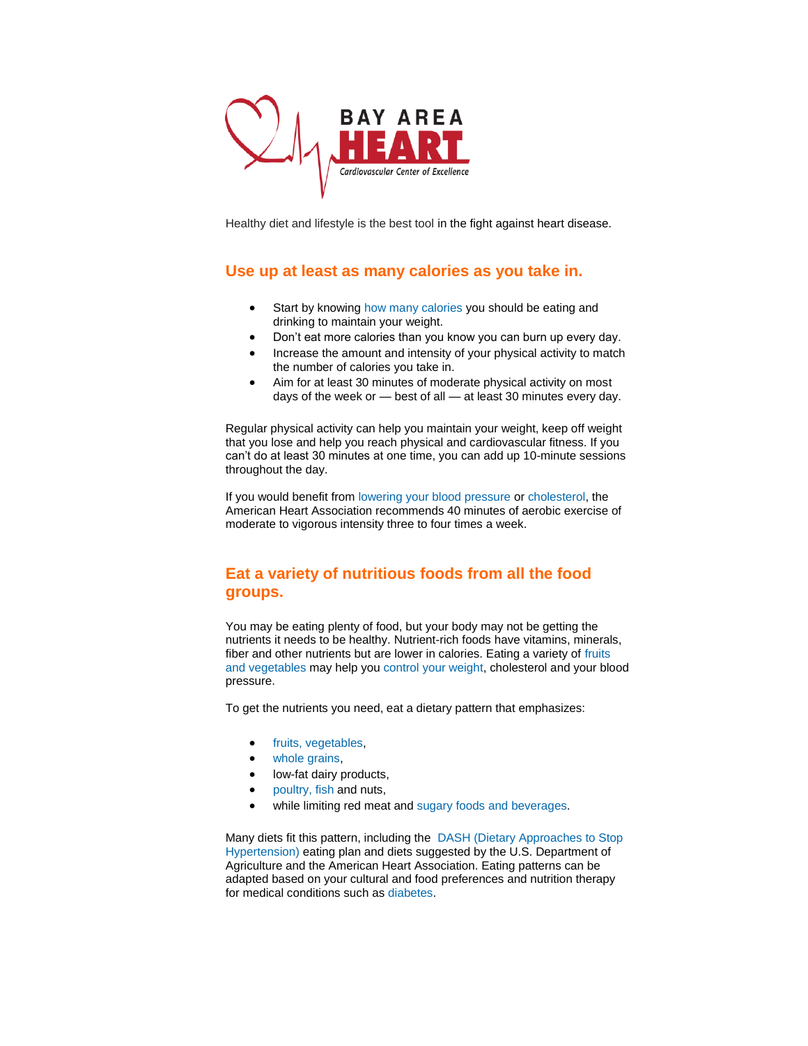BAY AREA
HEART
Cardiovascular Center of Excellence

Healthy diet and lifestyle is the best tool in the fight against heart disease.

## Use up at least as many calories as you take in.

- Start by knowing how many calories you should be eating and drinking to maintain your weight.
- Don't eat more calories than you know you can burn up every day.
- Increase the amount and intensity of your physical activity to match the number of calories you take in.
- Aim for at least 30 minutes of moderate physical activity on most days of the week or — best of all — at least 30 minutes every day.

Regular physical activity can help you maintain your weight, keep off weight that you lose and help you reach physical and cardiovascular fitness. If you can't do at least 30 minutes at one time, you can add up 10-minute sessions throughout the day.

If you would benefit from lowering your blood pressure or cholesterol, the American Heart Association recommends 40 minutes of aerobic exercise of moderate to vigorous intensity three to four times a week.

## Eat a variety of nutritious foods from all the food groups.

You may be eating plenty of food, but your body may not be getting the nutrients it needs to be healthy. Nutrient-rich foods have vitamins, minerals, fiber and other nutrients but are lower in calories. Eating a variety of fruits and vegetables may help you control your weight, cholesterol and your blood pressure.

To get the nutrients you need, eat a dietary pattern that emphasizes:

- fruits, vegetables,
- whole grains,
- low-fat dairy products,
- poultry, fish and nuts,
- while limiting red meat and sugary foods and beverages.

Many diets fit this pattern, including the DASH (Dietary Approaches to Stop Hypertension) eating plan and diets suggested by the U.S. Department of Agriculture and the American Heart Association. Eating patterns can be adapted based on your cultural and food preferences and nutrition therapy for medical conditions such as diabetes.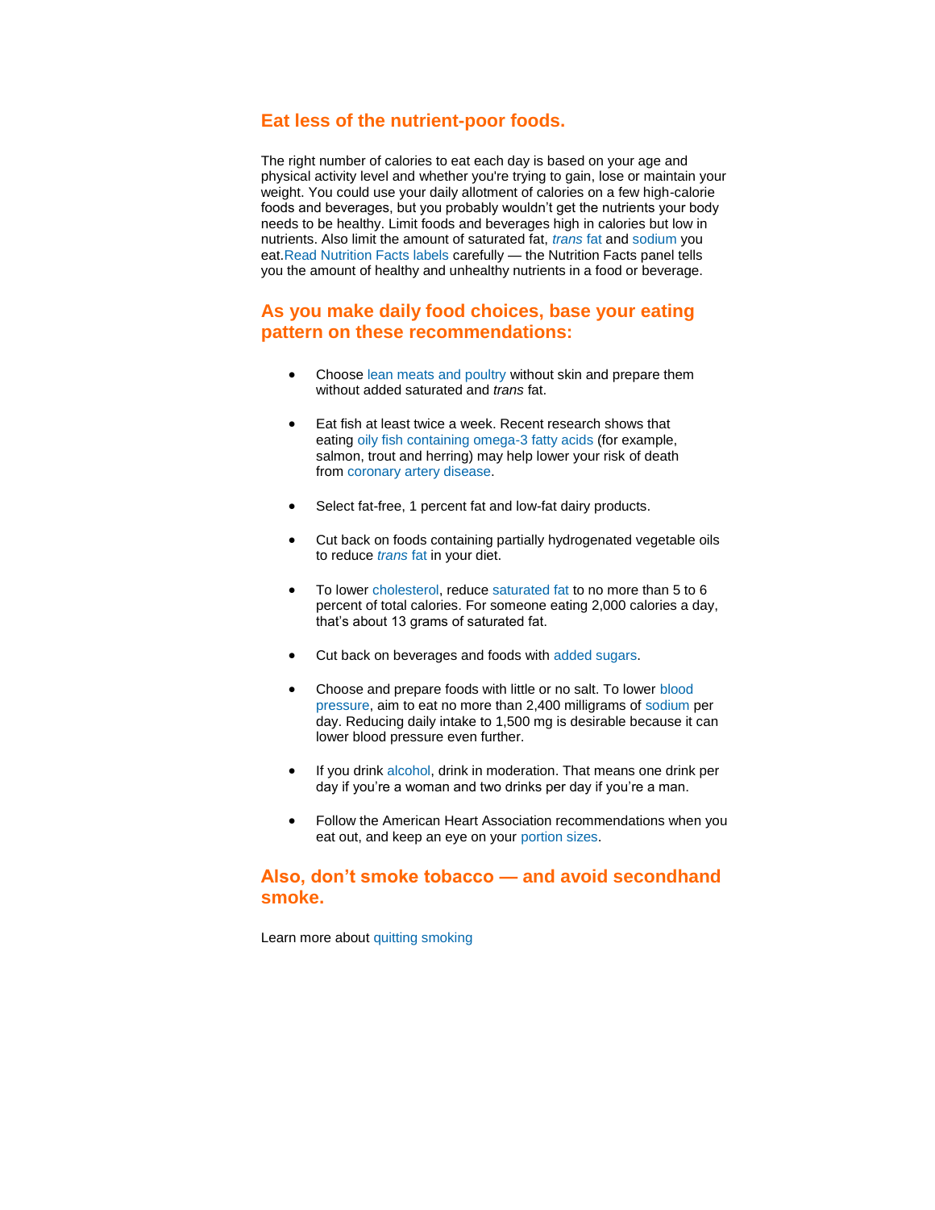## Eat less of the nutrient-poor foods.

The right number of calories to eat each day is based on your age and physical activity level and whether you're trying to gain, lose or maintain your weight. You could use your daily allotment of calories on a few high-calorie foods and beverages, but you probably wouldn't get the nutrients your body needs to be healthy. Limit foods and beverages high in calories but low in nutrients. Also limit the amount of saturated fat, *trans* fat and sodium you eat.Read Nutrition Facts labels carefully — the Nutrition Facts panel tells you the amount of healthy and unhealthy nutrients in a food or beverage.

## As you make daily food choices, base your eating pattern on these recommendations:

- Choose lean meats and poultry without skin and prepare them without added saturated and *trans* fat.
- Eat fish at least twice a week. Recent research shows that eating oily fish containing omega-3 fatty acids (for example, salmon, trout and herring) may help lower your risk of death from coronary artery disease.
- Select fat-free, 1 percent fat and low-fat dairy products.
- Cut back on foods containing partially hydrogenated vegetable oils to reduce *trans* fat in your diet.
- To lower cholesterol, reduce saturated fat to no more than 5 to 6 percent of total calories. For someone eating 2,000 calories a day, that's about 13 grams of saturated fat.
- Cut back on beverages and foods with added sugars.
- Choose and prepare foods with little or no salt. To lower blood pressure, aim to eat no more than 2,400 milligrams of sodium per day. Reducing daily intake to 1,500 mg is desirable because it can lower blood pressure even further.
- If you drink alcohol, drink in moderation. That means one drink per day if you're a woman and two drinks per day if you're a man.
- Follow the American Heart Association recommendations when you eat out, and keep an eye on your portion sizes.

## Also, don't smoke tobacco — and avoid secondhand smoke.

Learn more about quitting smoking